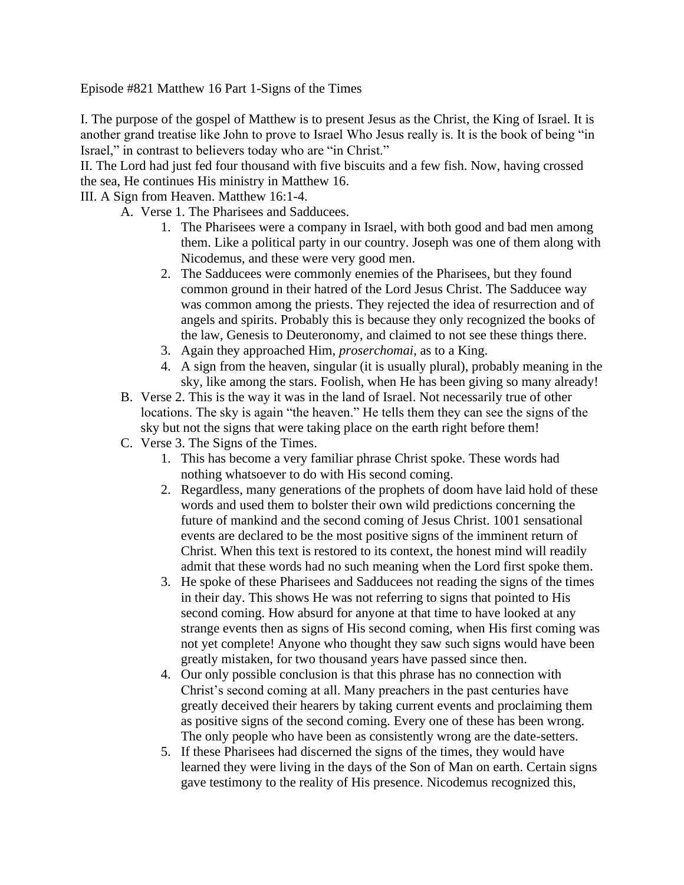Episode #821 Matthew 16 Part 1-Signs of the Times

I. The purpose of the gospel of Matthew is to present Jesus as the Christ, the King of Israel. It is another grand treatise like John to prove to Israel Who Jesus really is. It is the book of being "in Israel," in contrast to believers today who are "in Christ."

II. The Lord had just fed four thousand with five biscuits and a few fish. Now, having crossed the sea, He continues His ministry in Matthew 16.

III. A Sign from Heaven. Matthew 16:1-4.

- A. Verse 1. The Pharisees and Sadducees.
    1. The Pharisees were a company in Israel, with both good and bad men among them. Like a political party in our country. Joseph was one of them along with Nicodemus, and these were very good men.
    2. The Sadducees were commonly enemies of the Pharisees, but they found common ground in their hatred of the Lord Jesus Christ. The Sadducee way was common among the priests. They rejected the idea of resurrection and of angels and spirits. Probably this is because they only recognized the books of the law, Genesis to Deuteronomy, and claimed to not see these things there.
    3. Again they approached Him, *proserchomai*, as to a King.
    4. A sign from the heaven, singular (it is usually plural), probably meaning in the sky, like among the stars. Foolish, when He has been giving so many already!
- B. Verse 2. This is the way it was in the land of Israel. Not necessarily true of other locations. The sky is again "the heaven." He tells them they can see the signs of the sky but not the signs that were taking place on the earth right before them!
- C. Verse 3. The Signs of the Times.
    1. This has become a very familiar phrase Christ spoke. These words had nothing whatsoever to do with His second coming.
    2. Regardless, many generations of the prophets of doom have laid hold of these words and used them to bolster their own wild predictions concerning the future of mankind and the second coming of Jesus Christ. 1001 sensational events are declared to be the most positive signs of the imminent return of Christ. When this text is restored to its context, the honest mind will readily admit that these words had no such meaning when the Lord first spoke them.
    3. He spoke of these Pharisees and Sadducees not reading the signs of the times in their day. This shows He was not referring to signs that pointed to His second coming. How absurd for anyone at that time to have looked at any strange events then as signs of His second coming, when His first coming was not yet complete! Anyone who thought they saw such signs would have been greatly mistaken, for two thousand years have passed since then.
    4. Our only possible conclusion is that this phrase has no connection with Christ's second coming at all. Many preachers in the past centuries have greatly deceived their hearers by taking current events and proclaiming them as positive signs of the second coming. Every one of these has been wrong. The only people who have been as consistently wrong are the date-setters.
    5. If these Pharisees had discerned the signs of the times, they would have learned they were living in the days of the Son of Man on earth. Certain signs gave testimony to the reality of His presence. Nicodemus recognized this,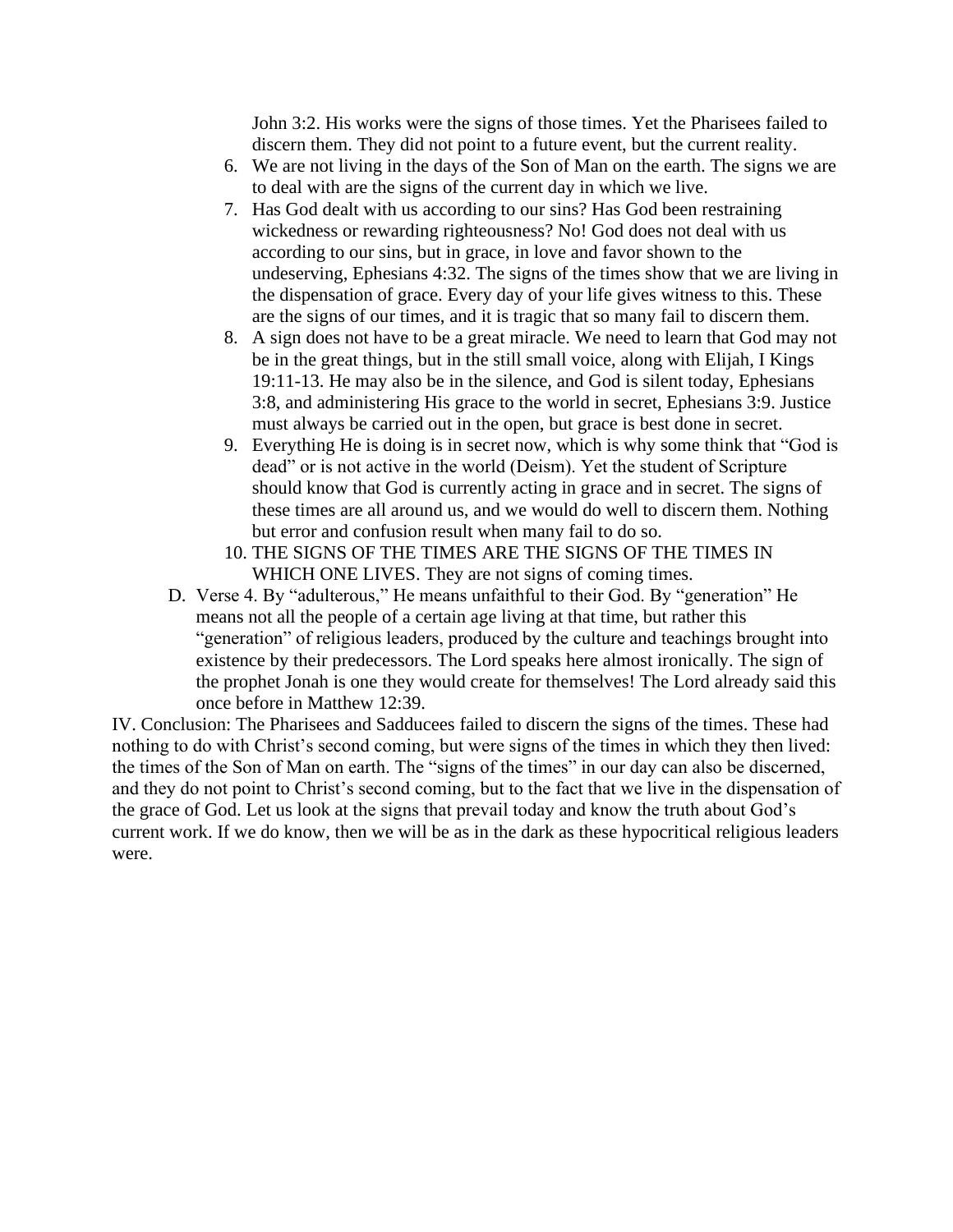John 3:2. His works were the signs of those times. Yet the Pharisees failed to discern them. They did not point to a future event, but the current reality.

6. We are not living in the days of the Son of Man on the earth. The signs we are to deal with are the signs of the current day in which we live.
7. Has God dealt with us according to our sins? Has God been restraining wickedness or rewarding righteousness? No! God does not deal with us according to our sins, but in grace, in love and favor shown to the undeserving, Ephesians 4:32. The signs of the times show that we are living in the dispensation of grace. Every day of your life gives witness to this. These are the signs of our times, and it is tragic that so many fail to discern them.
8. A sign does not have to be a great miracle. We need to learn that God may not be in the great things, but in the still small voice, along with Elijah, I Kings 19:11-13. He may also be in the silence, and God is silent today, Ephesians 3:8, and administering His grace to the world in secret, Ephesians 3:9. Justice must always be carried out in the open, but grace is best done in secret.
9. Everything He is doing is in secret now, which is why some think that "God is dead" or is not active in the world (Deism). Yet the student of Scripture should know that God is currently acting in grace and in secret. The signs of these times are all around us, and we would do well to discern them. Nothing but error and confusion result when many fail to do so.
10. THE SIGNS OF THE TIMES ARE THE SIGNS OF THE TIMES IN WHICH ONE LIVES. They are not signs of coming times.

D. Verse 4. By "adulterous," He means unfaithful to their God. By "generation" He means not all the people of a certain age living at that time, but rather this "generation" of religious leaders, produced by the culture and teachings brought into existence by their predecessors. The Lord speaks here almost ironically. The sign of the prophet Jonah is one they would create for themselves! The Lord already said this once before in Matthew 12:39.

IV. Conclusion: The Pharisees and Sadducees failed to discern the signs of the times. These had nothing to do with Christ's second coming, but were signs of the times in which they then lived: the times of the Son of Man on earth. The "signs of the times" in our day can also be discerned, and they do not point to Christ's second coming, but to the fact that we live in the dispensation of the grace of God. Let us look at the signs that prevail today and know the truth about God's current work. If we do know, then we will be as in the dark as these hypocritical religious leaders were.